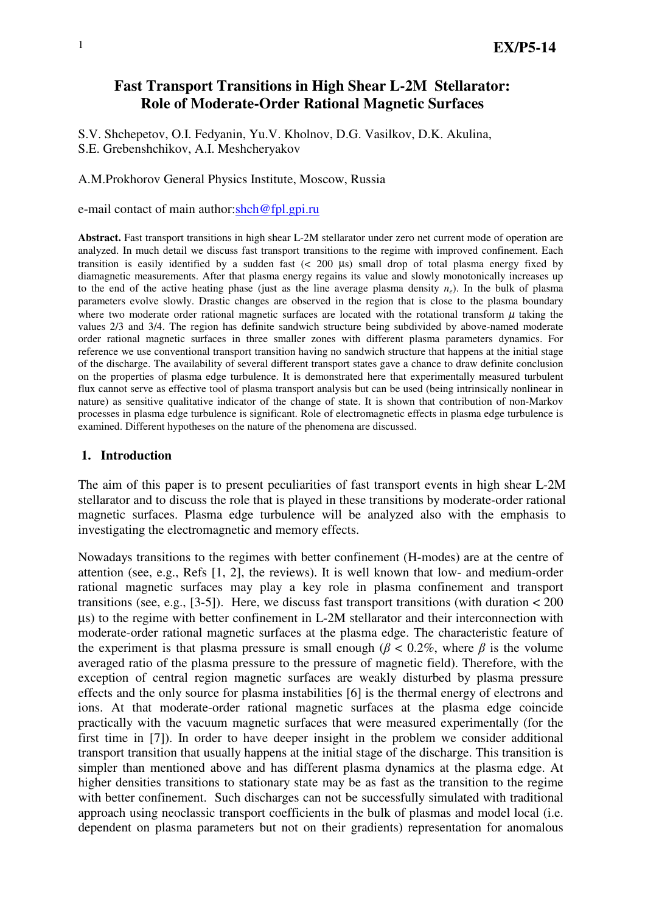# Fast Transport Transitions in High Shear L-2M Stellarator: Role of Moderate-Order Rational Magnetic Surfaces

S.V. Shchepetov, O.I. Fedyanin, Yu.V. Kholnov, D.G. Vasilkov, D.K. Akulina, S.E. Grebenshchikov, A.I. Meshcheryakov

A.M.Prokhorov General Physics Institute, Moscow, Russia

e-mail contact of main author: shch@fpl.gpi.ru

**Abstract.** Fast transport transitions in high shear L-2M stellarator under zero net current mode of operation are analyzed. In much detail we discuss fast transport transitions to the regime with improved confinement. Each transition is easily identified by a sudden fast (< 200 μs) small drop of total plasma energy fixed by diamagnetic measurements. After that plasma energy regains its value and slowly monotonically increases up to the end of the active heating phase (just as the line average plasma density $n_e$). In the bulk of plasma parameters evolve slowly. Drastic changes are observed in the region that is close to the plasma boundary where two moderate order rational magnetic surfaces are located with the rotational transform $\mu$ taking the values 2/3 and 3/4. The region has definite sandwich structure being subdivided by above-named moderate order rational magnetic surfaces in three smaller zones with different plasma parameters dynamics. For reference we use conventional transport transition having no sandwich structure that happens at the initial stage of the discharge. The availability of several different transport states gave a chance to draw definite conclusion on the properties of plasma edge turbulence. It is demonstrated here that experimentally measured turbulent flux cannot serve as effective tool of plasma transport analysis but can be used (being intrinsically nonlinear in nature) as sensitive qualitative indicator of the change of state. It is shown that contribution of non-Markov processes in plasma edge turbulence is significant. Role of electromagnetic effects in plasma edge turbulence is examined. Different hypotheses on the nature of the phenomena are discussed.

## 1. Introduction

The aim of this paper is to present peculiarities of fast transport events in high shear L-2M stellarator and to discuss the role that is played in these transitions by moderate-order rational magnetic surfaces. Plasma edge turbulence will be analyzed also with the emphasis to investigating the electromagnetic and memory effects.

Nowadays transitions to the regimes with better confinement (H-modes) are at the centre of attention (see, e.g., Refs [1, 2], the reviews). It is well known that low- and medium-order rational magnetic surfaces may play a key role in plasma confinement and transport transitions (see, e.g., [3-5]). Here, we discuss fast transport transitions (with duration < 200 μs) to the regime with better confinement in L-2M stellarator and their interconnection with moderate-order rational magnetic surfaces at the plasma edge. The characteristic feature of the experiment is that plasma pressure is small enough ($\beta$ < 0.2%, where $\beta$ is the volume averaged ratio of the plasma pressure to the pressure of magnetic field). Therefore, with the exception of central region magnetic surfaces are weakly disturbed by plasma pressure effects and the only source for plasma instabilities [6] is the thermal energy of electrons and ions. At that moderate-order rational magnetic surfaces at the plasma edge coincide practically with the vacuum magnetic surfaces that were measured experimentally (for the first time in [7]). In order to have deeper insight in the problem we consider additional transport transition that usually happens at the initial stage of the discharge. This transition is simpler than mentioned above and has different plasma dynamics at the plasma edge. At higher densities transitions to stationary state may be as fast as the transition to the regime with better confinement. Such discharges can not be successfully simulated with traditional approach using neoclassic transport coefficients in the bulk of plasmas and model local (i.e. dependent on plasma parameters but not on their gradients) representation for anomalous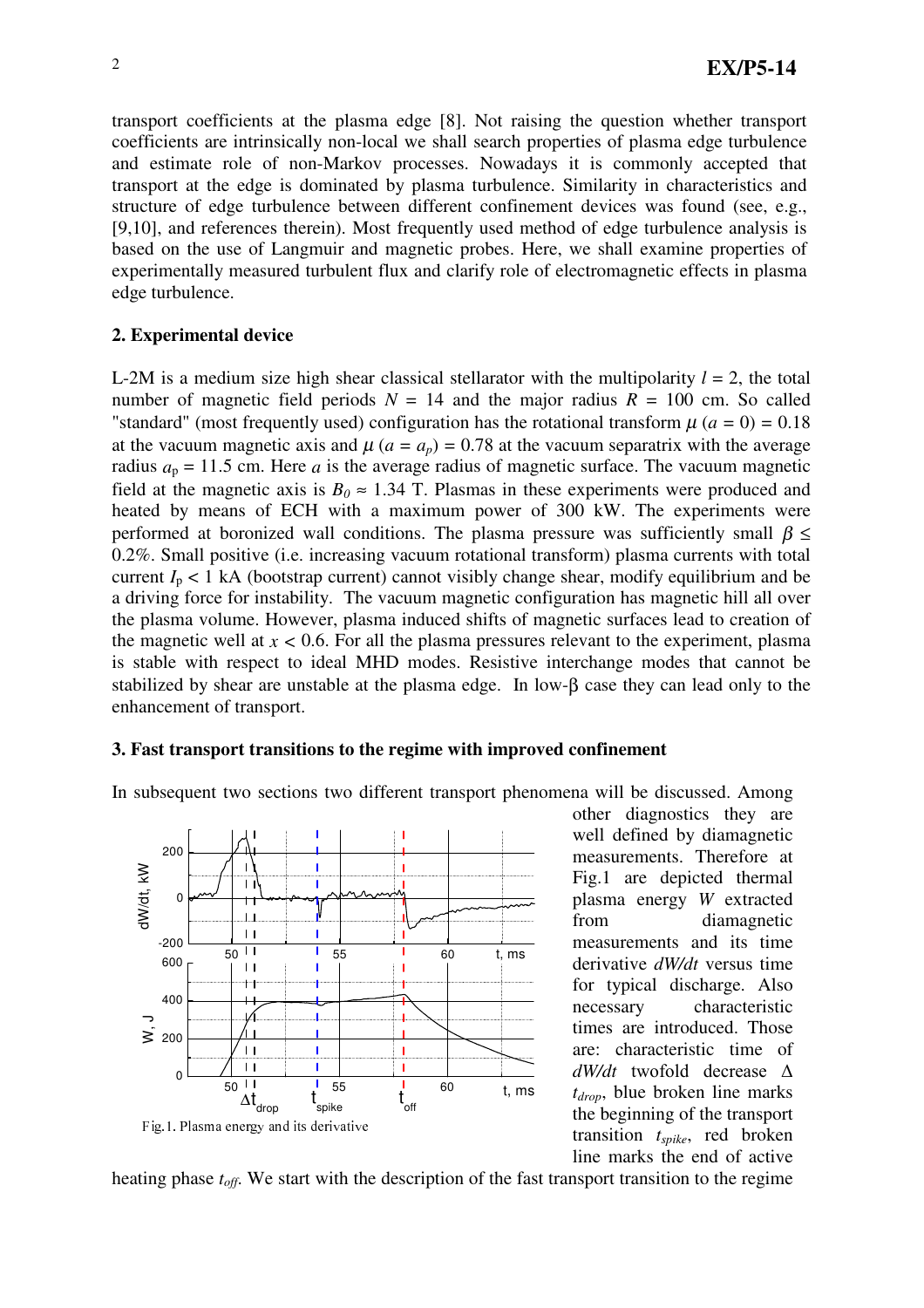transport coefficients at the plasma edge [8]. Not raising the question whether transport coefficients are intrinsically non-local we shall search properties of plasma edge turbulence and estimate role of non-Markov processes. Nowadays it is commonly accepted that transport at the edge is dominated by plasma turbulence. Similarity in characteristics and structure of edge turbulence between different confinement devices was found (see, e.g., [9,10], and references therein). Most frequently used method of edge turbulence analysis is based on the use of Langmuir and magnetic probes. Here, we shall examine properties of experimentally measured turbulent flux and clarify role of electromagnetic effects in plasma edge turbulence.

## 2. Experimental device

L-2M is a medium size high shear classical stellarator with the multipolarity $l = 2$, the total number of magnetic field periods $N = 14$ and the major radius $R = 100$ cm. So called "standard" (most frequently used) configuration has the rotational transform $\mu$ $(a = 0) = 0.18$ at the vacuum magnetic axis and $\mu$ $(a = a_p) = 0.78$ at the vacuum separatrix with the average radius $a_p = 11.5$ cm. Here $a$ is the average radius of magnetic surface. The vacuum magnetic field at the magnetic axis is $B_0 \approx 1.34$ T. Plasmas in these experiments were produced and heated by means of ECH with a maximum power of 300 kW. The experiments were performed at boronized wall conditions. The plasma pressure was sufficiently small $\beta \leq 0.2\%$. Small positive (i.e. increasing vacuum rotational transform) plasma currents with total current $I_p < 1$ kA (bootstrap current) cannot visibly change shear, modify equilibrium and be a driving force for instability. The vacuum magnetic configuration has magnetic hill all over the plasma volume. However, plasma induced shifts of magnetic surfaces lead to creation of the magnetic well at $x < 0.6$. For all the plasma pressures relevant to the experiment, plasma is stable with respect to ideal MHD modes. Resistive interchange modes that cannot be stabilized by shear are unstable at the plasma edge. In low-$\beta$ case they can lead only to the enhancement of transport.

## 3. Fast transport transitions to the regime with improved confinement

In subsequent two sections two different transport phenomena will be discussed. Among other diagnostics they are well defined by diamagnetic measurements. Therefore at Fig.1 are depicted thermal plasma energy $W$ extracted from diamagnetic measurements and its time derivative $dW/dt$ versus time for typical discharge. Also necessary characteristic times are introduced. Those are: characteristic time of $dW/dt$ twofold decrease $\Delta t_{drop}$, blue broken line marks the beginning of the transport transition $t_{spike}$, red broken line marks the end of active heating phase $t_{off}$. We start with the description of the fast transport transition to the regime

Fig.1. Plasma energy and its derivative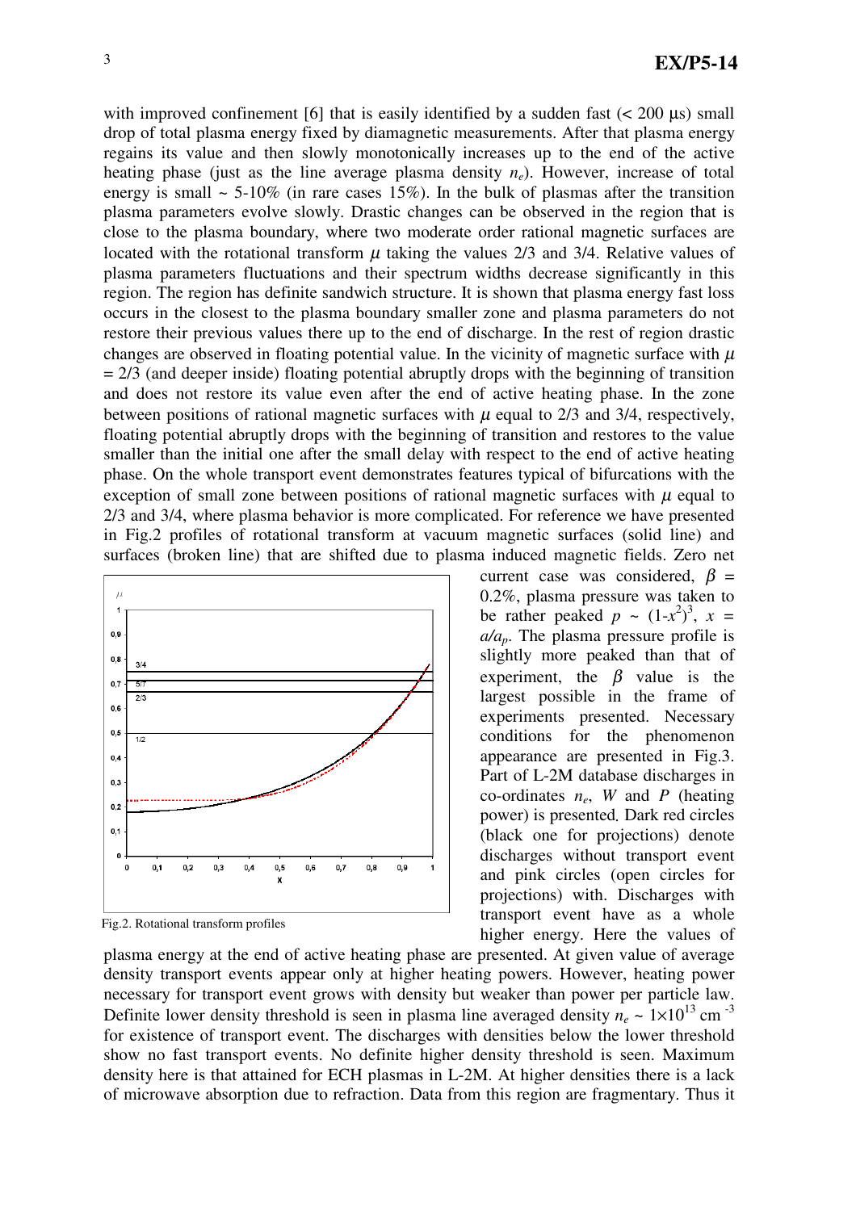with improved confinement [6] that is easily identified by a sudden fast (< 200 μs) small drop of total plasma energy fixed by diamagnetic measurements. After that plasma energy regains its value and then slowly monotonically increases up to the end of the active heating phase (just as the line average plasma density $n_e$). However, increase of total energy is small ~ 5-10% (in rare cases 15%). In the bulk of plasmas after the transition plasma parameters evolve slowly. Drastic changes can be observed in the region that is close to the plasma boundary, where two moderate order rational magnetic surfaces are located with the rotational transform $\mu$ taking the values 2/3 and 3/4. Relative values of plasma parameters fluctuations and their spectrum widths decrease significantly in this region. The region has definite sandwich structure. It is shown that plasma energy fast loss occurs in the closest to the plasma boundary smaller zone and plasma parameters do not restore their previous values there up to the end of discharge. In the rest of region drastic changes are observed in floating potential value. In the vicinity of magnetic surface with $\mu = 2/3$ (and deeper inside) floating potential abruptly drops with the beginning of transition and does not restore its value even after the end of active heating phase. In the zone between positions of rational magnetic surfaces with $\mu$ equal to 2/3 and 3/4, respectively, floating potential abruptly drops with the beginning of transition and restores to the value smaller than the initial one after the small delay with respect to the end of active heating phase. On the whole transport event demonstrates features typical of bifurcations with the exception of small zone between positions of rational magnetic surfaces with $\mu$ equal to 2/3 and 3/4, where plasma behavior is more complicated. For reference we have presented in Fig.2 profiles of rotational transform at vacuum magnetic surfaces (solid line) and surfaces (broken line) that are shifted due to plasma induced magnetic fields. Zero net current case was considered, $\beta = 0.2\%$, plasma pressure was taken to be rather peaked $p \sim (1-x^2)^3$, $x = a/a_p$. The plasma pressure profile is slightly more peaked than that of experiment, the $\beta$ value is the largest possible in the frame of experiments presented. Necessary conditions for the phenomenon appearance are presented in Fig.3. Part of L-2M database discharges in co-ordinates $n_e$, $W$ and $P$ (heating power) is presented. Dark red circles (black one for projections) denote discharges without transport event and pink circles (open circles for projections) with. Discharges with transport event have as a whole higher energy. Here the values of plasma energy at the end of active heating phase are presented. At given value of average density transport events appear only at higher heating powers. However, heating power necessary for transport event grows with density but weaker than power per particle law. Definite lower density threshold is seen in plasma line averaged density $n_e \sim 1\times10^{13}$ cm $^{-3}$ for existence of transport event. The discharges with densities below the lower threshold show no fast transport events. No definite higher density threshold is seen. Maximum density here is that attained for ECH plasmas in L-2M. At higher densities there is a lack of microwave absorption due to refraction. Data from this region are fragmentary. Thus it

Fig.2. Rotational transform profiles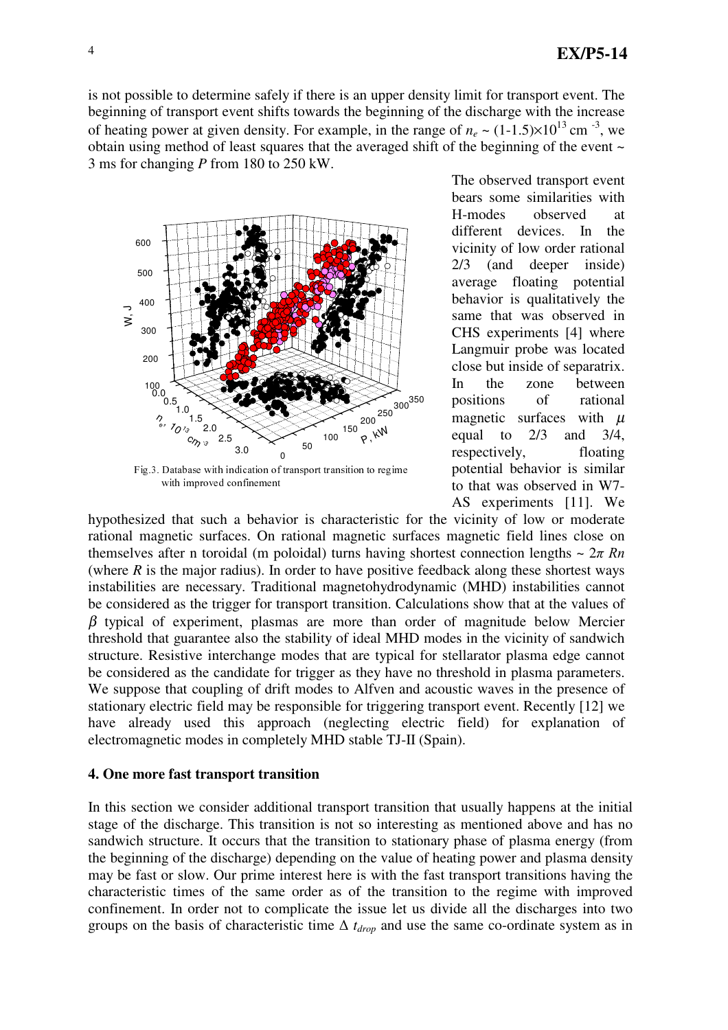is not possible to determine safely if there is an upper density limit for transport event. The beginning of transport event shifts towards the beginning of the discharge with the increase of heating power at given density. For example, in the range of $n_e \sim (1\text{-}1.5)\times10^{13}$ cm$^{-3}$, we obtain using method of least squares that the averaged shift of the beginning of the event ~ 3 ms for changing $P$ from 180 to 250 kW.

Fig.3. Database with indication of transport transition to regime with improved confinement

The observed transport event bears some similarities with H-modes observed at different devices. In the vicinity of low order rational 2/3 (and deeper inside) average floating potential behavior is qualitatively the same that was observed in CHS experiments [4] where Langmuir probe was located close but inside of separatrix. In the zone between positions of rational magnetic surfaces with $\mu$ equal to 2/3 and 3/4, respectively, floating potential behavior is similar to that was observed in W7-AS experiments [11]. We hypothesized that such a behavior is characteristic for the vicinity of low or moderate rational magnetic surfaces. On rational magnetic surfaces magnetic field lines close on themselves after n toroidal (m poloidal) turns having shortest connection lengths ~ $2\pi Rn$ (where $R$ is the major radius). In order to have positive feedback along these shortest ways instabilities are necessary. Traditional magnetohydrodynamic (MHD) instabilities cannot be considered as the trigger for transport transition. Calculations show that at the values of $\beta$ typical of experiment, plasmas are more than order of magnitude below Mercier threshold that guarantee also the stability of ideal MHD modes in the vicinity of sandwich structure. Resistive interchange modes that are typical for stellarator plasma edge cannot be considered as the candidate for trigger as they have no threshold in plasma parameters. We suppose that coupling of drift modes to Alfven and acoustic waves in the presence of stationary electric field may be responsible for triggering transport event. Recently [12] we have already used this approach (neglecting electric field) for explanation of electromagnetic modes in completely MHD stable TJ-II (Spain).

## 4. One more fast transport transition

In this section we consider additional transport transition that usually happens at the initial stage of the discharge. This transition is not so interesting as mentioned above and has no sandwich structure. It occurs that the transition to stationary phase of plasma energy (from the beginning of the discharge) depending on the value of heating power and plasma density may be fast or slow. Our prime interest here is with the fast transport transitions having the characteristic times of the same order as of the transition to the regime with improved confinement. In order not to complicate the issue let us divide all the discharges into two groups on the basis of characteristic time $\Delta\, t_{drop}$ and use the same co-ordinate system as in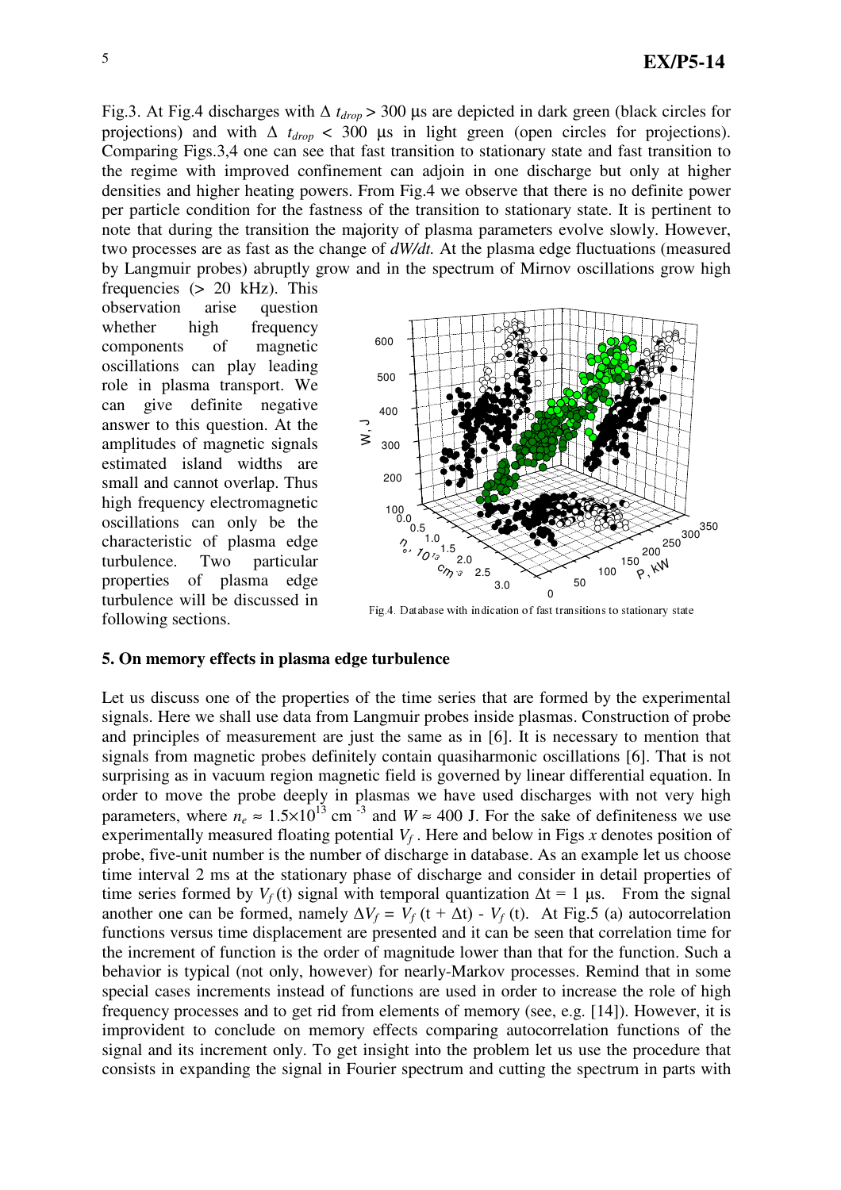Fig.3. At Fig.4 discharges with $\Delta\, t_{drop} > 300$ μs are depicted in dark green (black circles for projections) and with $\Delta\, t_{drop} < 300$ μs in light green (open circles for projections). Comparing Figs.3,4 one can see that fast transition to stationary state and fast transition to the regime with improved confinement can adjoin in one discharge but only at higher densities and higher heating powers. From Fig.4 we observe that there is no definite power per particle condition for the fastness of the transition to stationary state. It is pertinent to note that during the transition the majority of plasma parameters evolve slowly. However, two processes are as fast as the change of *dW/dt.* At the plasma edge fluctuations (measured by Langmuir probes) abruptly grow and in the spectrum of Mirnov oscillations grow high frequencies (> 20 kHz). This observation arise question whether high frequency components of magnetic oscillations can play leading role in plasma transport. We can give definite negative answer to this question. At the amplitudes of magnetic signals estimated island widths are small and cannot overlap. Thus high frequency electromagnetic oscillations can only be the characteristic of plasma edge turbulence. Two particular properties of plasma edge turbulence will be discussed in following sections.

Fig.4. Database with indication of fast transitions to stationary state

## 5. On memory effects in plasma edge turbulence

Let us discuss one of the properties of the time series that are formed by the experimental signals. Here we shall use data from Langmuir probes inside plasmas. Construction of probe and principles of measurement are just the same as in [6]. It is necessary to mention that signals from magnetic probes definitely contain quasiharmonic oscillations [6]. That is not surprising as in vacuum region magnetic field is governed by linear differential equation. In order to move the probe deeply in plasmas we have used discharges with not very high parameters, where $n_e \approx 1.5\times10^{13}$ cm$^{-3}$ and $W \approx 400$ J. For the sake of definiteness we use experimentally measured floating potential $V_f$. Here and below in Figs $x$ denotes position of probe, five-unit number is the number of discharge in database. As an example let us choose time interval 2 ms at the stationary phase of discharge and consider in detail properties of time series formed by $V_f$ (t) signal with temporal quantization $\Delta t = 1$ μs. From the signal another one can be formed, namely $\Delta V_f = V_f\,(t + \Delta t) - V_f\,(t)$. At Fig.5 (a) autocorrelation functions versus time displacement are presented and it can be seen that correlation time for the increment of function is the order of magnitude lower than that for the function. Such a behavior is typical (not only, however) for nearly-Markov processes. Remind that in some special cases increments instead of functions are used in order to increase the role of high frequency processes and to get rid from elements of memory (see, e.g. [14]). However, it is improvident to conclude on memory effects comparing autocorrelation functions of the signal and its increment only. To get insight into the problem let us use the procedure that consists in expanding the signal in Fourier spectrum and cutting the spectrum in parts with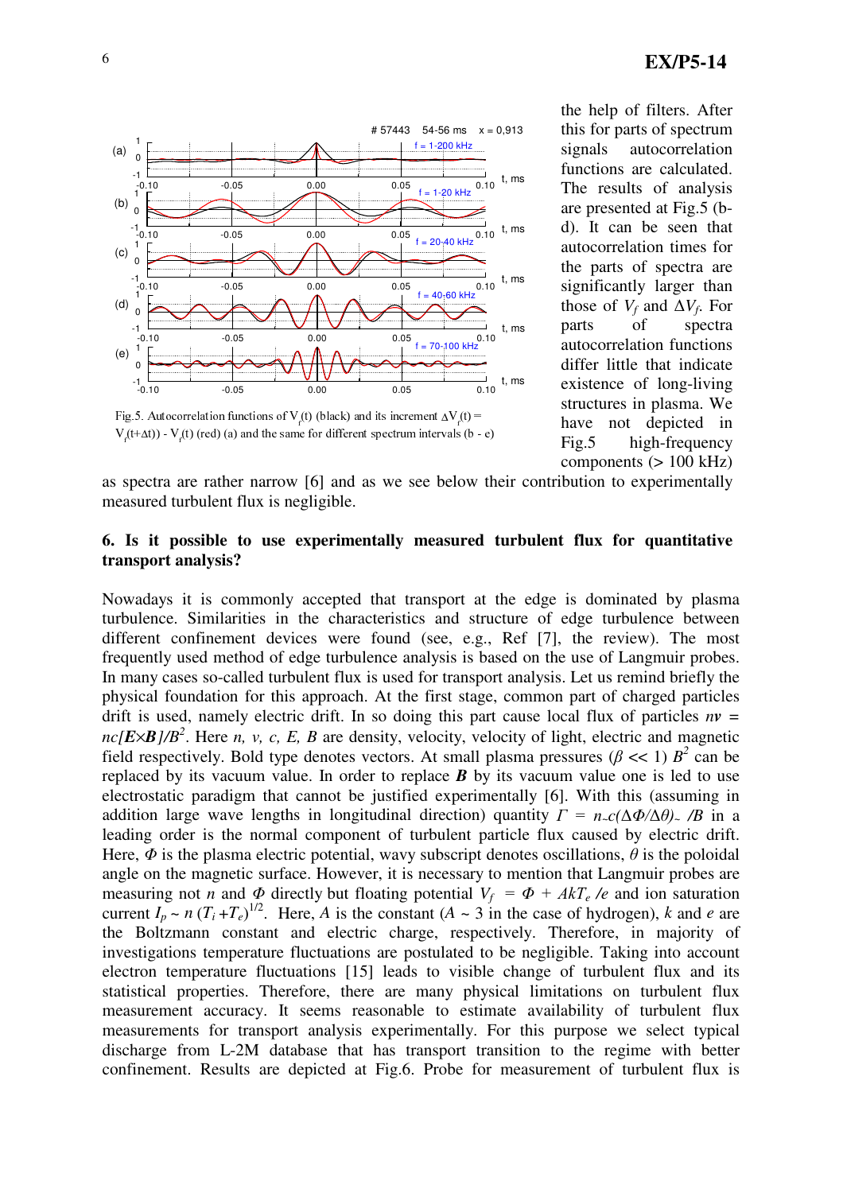Fig.5. Autocorrelation functions of $V_f(t)$ (black) and its increment $\Delta V_f(t) = V_f(t+\Delta t)) - V_f(t)$ (red) (a) and the same for different spectrum intervals (b - e)

the help of filters. After this for parts of spectrum signals autocorrelation functions are calculated. The results of analysis are presented at Fig.5 (b-d). It can be seen that autocorrelation times for the parts of spectra are significantly larger than those of $V_f$ and $\Delta V_f$. For parts of spectra autocorrelation functions differ little that indicate existence of long-living structures in plasma. We have not depicted in Fig.5 high-frequency components (> 100 kHz) as spectra are rather narrow [6] and as we see below their contribution to experimentally measured turbulent flux is negligible.

## 6. Is it possible to use experimentally measured turbulent flux for quantitative transport analysis?

Nowadays it is commonly accepted that transport at the edge is dominated by plasma turbulence. Similarities in the characteristics and structure of edge turbulence between different confinement devices were found (see, e.g., Ref [7], the review). The most frequently used method of edge turbulence analysis is based on the use of Langmuir probes. In many cases so-called turbulent flux is used for transport analysis. Let us remind briefly the physical foundation for this approach. At the first stage, common part of charged particles drift is used, namely electric drift. In so doing this part cause local flux of particles $n\boldsymbol{v} = nc[\boldsymbol{E}\times\boldsymbol{B}]/B^2$. Here *n, v, c, E, B* are density, velocity, velocity of light, electric and magnetic field respectively. Bold type denotes vectors. At small plasma pressures ($\beta << 1$) $B^2$ can be replaced by its vacuum value. In order to replace $\boldsymbol{B}$ by its vacuum value one is led to use electrostatic paradigm that cannot be justified experimentally [6]. With this (assuming in addition large wave lengths in longitudinal direction) quantity $\Gamma = n_{\sim}c(\Delta\Phi/\Delta\theta)_{\sim}/B$ in a leading order is the normal component of turbulent particle flux caused by electric drift. Here, $\Phi$ is the plasma electric potential, wavy subscript denotes oscillations, $\theta$ is the poloidal angle on the magnetic surface. However, it is necessary to mention that Langmuir probes are measuring not $n$ and $\Phi$ directly but floating potential $V_f = \Phi + AkT_e/e$ and ion saturation current $I_p \sim n\,(T_i + T_e)^{1/2}$. Here, $A$ is the constant ($A \sim 3$ in the case of hydrogen), $k$ and $e$ are the Boltzmann constant and electric charge, respectively. Therefore, in majority of investigations temperature fluctuations are postulated to be negligible. Taking into account electron temperature fluctuations [15] leads to visible change of turbulent flux and its statistical properties. Therefore, there are many physical limitations on turbulent flux measurement accuracy. It seems reasonable to estimate availability of turbulent flux measurements for transport analysis experimentally. For this purpose we select typical discharge from L-2M database that has transport transition to the regime with better confinement. Results are depicted at Fig.6. Probe for measurement of turbulent flux is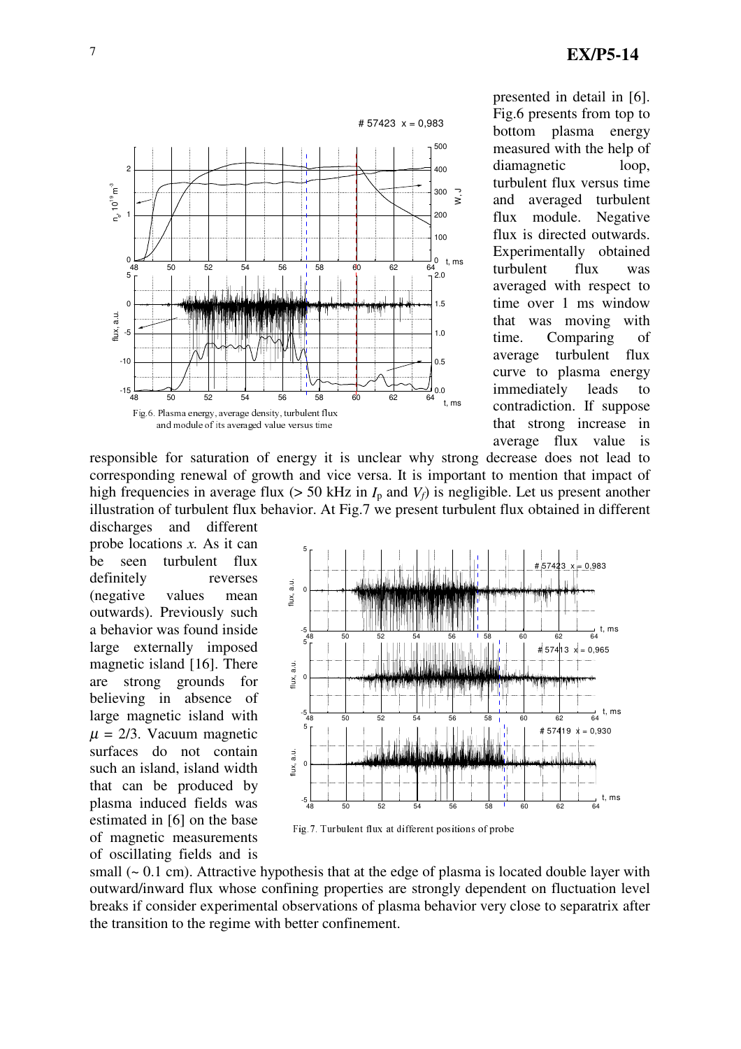presented in detail in [6]. Fig.6 presents from top to bottom plasma energy measured with the help of diamagnetic loop, turbulent flux versus time and averaged turbulent flux module. Negative flux is directed outwards. Experimentally obtained turbulent flux was averaged with respect to time over 1 ms window that was moving with time. Comparing of average turbulent flux curve to plasma energy immediately leads to contradiction. If suppose that strong increase in average flux value is responsible for saturation of energy it is unclear why strong decrease does not lead to corresponding renewal of growth and vice versa. It is important to mention that impact of high frequencies in average flux (> 50 kHz in $I_p$ and $V_f$) is negligible. Let us present another illustration of turbulent flux behavior. At Fig.7 we present turbulent flux obtained in different discharges and different probe locations *x*. As it can be seen turbulent flux definitely reverses (negative values mean outwards). Previously such a behavior was found inside large externally imposed magnetic island [16]. There are strong grounds for believing in absence of large magnetic island with $\mu = 2/3$. Vacuum magnetic surfaces do not contain such an island, island width that can be produced by plasma induced fields was estimated in [6] on the base of magnetic measurements of oscillating fields and is small (~ 0.1 cm). Attractive hypothesis that at the edge of plasma is located double layer with outward/inward flux whose confining properties are strongly dependent on fluctuation level breaks if consider experimental observations of plasma behavior very close to separatrix after the transition to the regime with better confinement.

Fig.6. Plasma energy, average density, turbulent flux and module of its averaged value versus time

Fig. 7. Turbulent flux at different positions of probe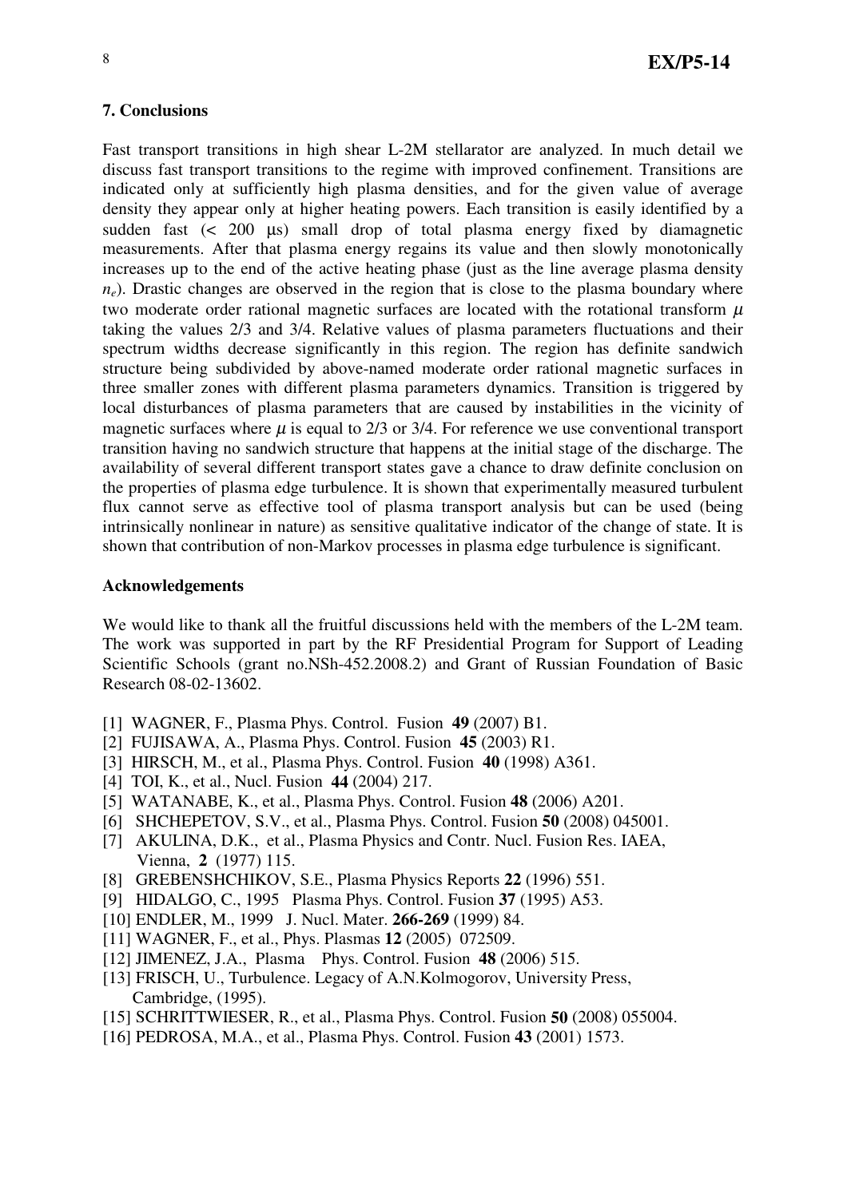## 7. Conclusions

Fast transport transitions in high shear L-2M stellarator are analyzed. In much detail we discuss fast transport transitions to the regime with improved confinement. Transitions are indicated only at sufficiently high plasma densities, and for the given value of average density they appear only at higher heating powers. Each transition is easily identified by a sudden fast (< 200 μs) small drop of total plasma energy fixed by diamagnetic measurements. After that plasma energy regains its value and then slowly monotonically increases up to the end of the active heating phase (just as the line average plasma density $n_e$). Drastic changes are observed in the region that is close to the plasma boundary where two moderate order rational magnetic surfaces are located with the rotational transform $\mu$ taking the values 2/3 and 3/4. Relative values of plasma parameters fluctuations and their spectrum widths decrease significantly in this region. The region has definite sandwich structure being subdivided by above-named moderate order rational magnetic surfaces in three smaller zones with different plasma parameters dynamics. Transition is triggered by local disturbances of plasma parameters that are caused by instabilities in the vicinity of magnetic surfaces where $\mu$ is equal to 2/3 or 3/4. For reference we use conventional transport transition having no sandwich structure that happens at the initial stage of the discharge. The availability of several different transport states gave a chance to draw definite conclusion on the properties of plasma edge turbulence. It is shown that experimentally measured turbulent flux cannot serve as effective tool of plasma transport analysis but can be used (being intrinsically nonlinear in nature) as sensitive qualitative indicator of the change of state. It is shown that contribution of non-Markov processes in plasma edge turbulence is significant.

### Acknowledgements

We would like to thank all the fruitful discussions held with the members of the L-2M team. The work was supported in part by the RF Presidential Program for Support of Leading Scientific Schools (grant no.NSh-452.2008.2) and Grant of Russian Foundation of Basic Research 08-02-13602.

[1] WAGNER, F., Plasma Phys. Control. Fusion **49** (2007) B1.
[2] FUJISAWA, A., Plasma Phys. Control. Fusion **45** (2003) R1.
[3] HIRSCH, M., et al., Plasma Phys. Control. Fusion **40** (1998) A361.
[4] TOI, K., et al., Nucl. Fusion **44** (2004) 217.
[5] WATANABE, K., et al., Plasma Phys. Control. Fusion **48** (2006) A201.
[6] SHCHEPETOV, S.V., et al., Plasma Phys. Control. Fusion **50** (2008) 045001.
[7] AKULINA, D.K., et al., Plasma Physics and Contr. Nucl. Fusion Res. IAEA, Vienna, **2** (1977) 115.
[8] GREBENSHCHIKOV, S.E., Plasma Physics Reports **22** (1996) 551.
[9] HIDALGO, C., 1995 Plasma Phys. Control. Fusion **37** (1995) A53.
[10] ENDLER, M., 1999 J. Nucl. Mater. **266-269** (1999) 84.
[11] WAGNER, F., et al., Phys. Plasmas **12** (2005) 072509.
[12] JIMENEZ, J.A., Plasma Phys. Control. Fusion **48** (2006) 515.
[13] FRISCH, U., Turbulence. Legacy of A.N.Kolmogorov, University Press, Cambridge, (1995).
[15] SCHRITTWIESER, R., et al., Plasma Phys. Control. Fusion **50** (2008) 055004.
[16] PEDROSA, M.A., et al., Plasma Phys. Control. Fusion **43** (2001) 1573.